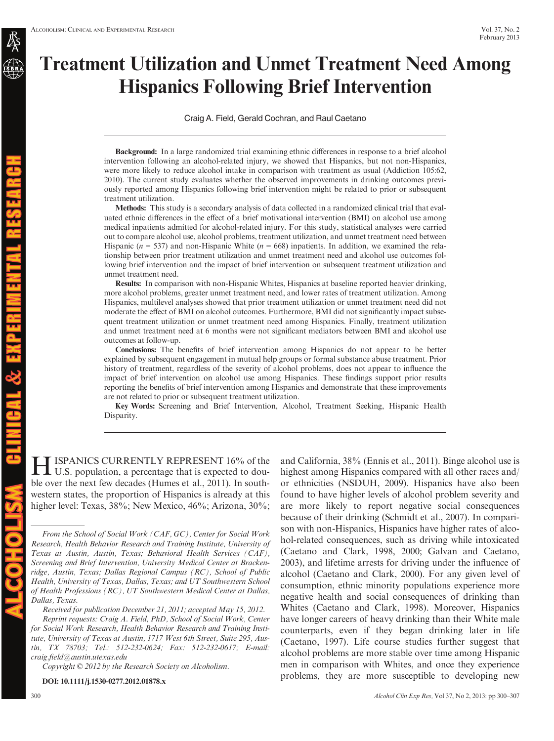# Treatment Utilization and Unmet Treatment Need Among Hispanics Following Brief Intervention

Craig A. Field, Gerald Cochran, and Raul Caetano

**Background:** In a large randomized trial examining ethnic differences in response to a brief alcohol intervention following an alcohol-related injury, we showed that Hispanics, but not non-Hispanics, were more likely to reduce alcohol intake in comparison with treatment as usual (Addiction 105:62, 2010). The current study evaluates whether the observed improvements in drinking outcomes previously reported among Hispanics following brief intervention might be related to prior or subsequent treatment utilization.

**Methods:** This study is a secondary analysis of data collected in a randomized clinical trial that evaluated ethnic differences in the effect of a brief motivational intervention (BMI) on alcohol use among medical inpatients admitted for alcohol-related injury. For this study, statistical analyses were carried out to compare alcohol use, alcohol problems, treatment utilization, and unmet treatment need between Hispanic ($n$ = 537) and non-Hispanic White ($n$ = 668) inpatients. In addition, we examined the relationship between prior treatment utilization and unmet treatment need and alcohol use outcomes following brief intervention and the impact of brief intervention on subsequent treatment utilization and unmet treatment need.

**Results:** In comparison with non-Hispanic Whites, Hispanics at baseline reported heavier drinking, more alcohol problems, greater unmet treatment need, and lower rates of treatment utilization. Among Hispanics, multilevel analyses showed that prior treatment utilization or unmet treatment need did not moderate the effect of BMI on alcohol outcomes. Furthermore, BMI did not significantly impact subsequent treatment utilization or unmet treatment need among Hispanics. Finally, treatment utilization and unmet treatment need at 6 months were not significant mediators between BMI and alcohol use outcomes at follow-up.

**Conclusions:** The benefits of brief intervention among Hispanics do not appear to be better explained by subsequent engagement in mutual help groups or formal substance abuse treatment. Prior history of treatment, regardless of the severity of alcohol problems, does not appear to influence the impact of brief intervention on alcohol use among Hispanics. These findings support prior results reporting the benefits of brief intervention among Hispanics and demonstrate that these improvements are not related to prior or subsequent treatment utilization.

**Key Words:** Screening and Brief Intervention, Alcohol, Treatment Seeking, Hispanic Health Disparity.

HISPANICS CURRENTLY REPRESENT 16% of the U.S. population, a percentage that is expected to double over the next few decades (Humes et al., 2011). In southwestern states, the proportion of Hispanics is already at this higher level: Texas, 38%; New Mexico, 46%; Arizona, 30%; and California, 38% (Ennis et al., 2011). Binge alcohol use is highest among Hispanics compared with all other races and/or ethnicities (NSDUH, 2009). Hispanics have also been found to have higher levels of alcohol problem severity and are more likely to report negative social consequences because of their drinking (Schmidt et al., 2007). In comparison with non-Hispanics, Hispanics have higher rates of alcohol-related consequences, such as driving while intoxicated (Caetano and Clark, 1998, 2000; Galvan and Caetano, 2003), and lifetime arrests for driving under the influence of alcohol (Caetano and Clark, 2000). For any given level of consumption, ethnic minority populations experience more negative health and social consequences of drinking than Whites (Caetano and Clark, 1998). Moreover, Hispanics have longer careers of heavy drinking than their White male counterparts, even if they began drinking later in life (Caetano, 1997). Life course studies further suggest that alcohol problems are more stable over time among Hispanic men in comparison with Whites, and once they experience problems, they are more susceptible to developing new

*From the School of Social Work (CAF, GC), Center for Social Work Research, Health Behavior Research and Training Institute, University of Texas at Austin, Austin, Texas; Behavioral Health Services (CAF), Screening and Brief Intervention, University Medical Center at Brackenridge, Austin, Texas; Dallas Regional Campus (RC), School of Public Health, University of Texas, Dallas, Texas; and UT Southwestern School of Health Professions (RC), UT Southwestern Medical Center at Dallas, Dallas, Texas.*

*Received for publication December 21, 2011; accepted May 15, 2012.*

*Reprint requests: Craig A. Field, PhD, School of Social Work, Center for Social Work Research, Health Behavior Research and Training Institute, University of Texas at Austin, 1717 West 6th Street, Suite 295, Austin, TX 78703; Tel.: 512-232-0624; Fax: 512-232-0617; E-mail: craig.field@austin.utexas.edu*

*Copyright © 2012 by the Research Society on Alcoholism.*

**DOI: 10.1111/j.1530-0277.2012.01878.x**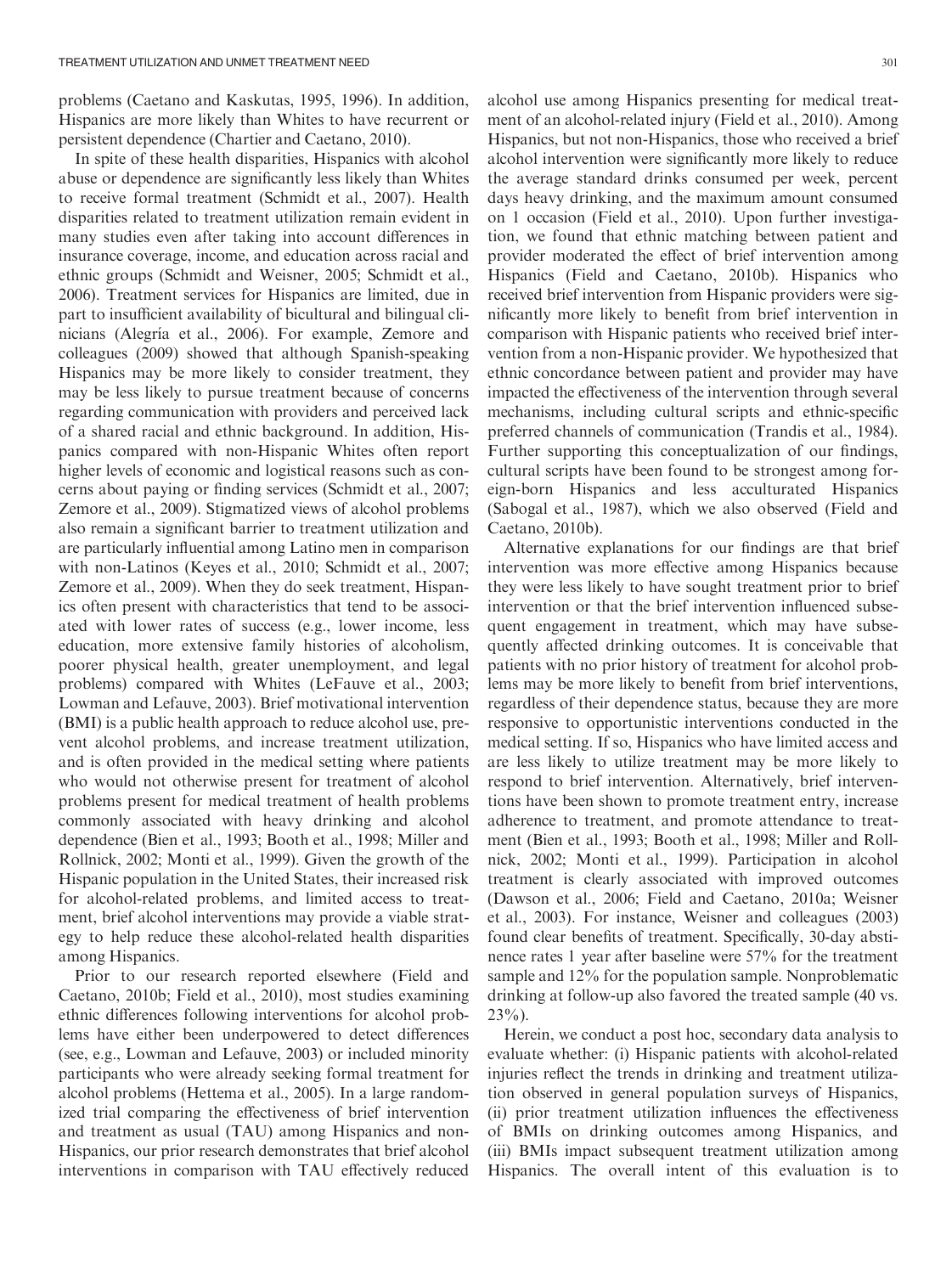problems (Caetano and Kaskutas, 1995, 1996). In addition, Hispanics are more likely than Whites to have recurrent or persistent dependence (Chartier and Caetano, 2010).

In spite of these health disparities, Hispanics with alcohol abuse or dependence are significantly less likely than Whites to receive formal treatment (Schmidt et al., 2007). Health disparities related to treatment utilization remain evident in many studies even after taking into account differences in insurance coverage, income, and education across racial and ethnic groups (Schmidt and Weisner, 2005; Schmidt et al., 2006). Treatment services for Hispanics are limited, due in part to insufficient availability of bicultural and bilingual clinicians (Alegría et al., 2006). For example, Zemore and colleagues (2009) showed that although Spanish-speaking Hispanics may be more likely to consider treatment, they may be less likely to pursue treatment because of concerns regarding communication with providers and perceived lack of a shared racial and ethnic background. In addition, Hispanics compared with non-Hispanic Whites often report higher levels of economic and logistical reasons such as concerns about paying or finding services (Schmidt et al., 2007; Zemore et al., 2009). Stigmatized views of alcohol problems also remain a significant barrier to treatment utilization and are particularly influential among Latino men in comparison with non-Latinos (Keyes et al., 2010; Schmidt et al., 2007; Zemore et al., 2009). When they do seek treatment, Hispanics often present with characteristics that tend to be associated with lower rates of success (e.g., lower income, less education, more extensive family histories of alcoholism, poorer physical health, greater unemployment, and legal problems) compared with Whites (LeFauve et al., 2003; Lowman and Lefauve, 2003). Brief motivational intervention (BMI) is a public health approach to reduce alcohol use, prevent alcohol problems, and increase treatment utilization, and is often provided in the medical setting where patients who would not otherwise present for treatment of alcohol problems present for medical treatment of health problems commonly associated with heavy drinking and alcohol dependence (Bien et al., 1993; Booth et al., 1998; Miller and Rollnick, 2002; Monti et al., 1999). Given the growth of the Hispanic population in the United States, their increased risk for alcohol-related problems, and limited access to treatment, brief alcohol interventions may provide a viable strategy to help reduce these alcohol-related health disparities among Hispanics.

Prior to our research reported elsewhere (Field and Caetano, 2010b; Field et al., 2010), most studies examining ethnic differences following interventions for alcohol problems have either been underpowered to detect differences (see, e.g., Lowman and Lefauve, 2003) or included minority participants who were already seeking formal treatment for alcohol problems (Hettema et al., 2005). In a large randomized trial comparing the effectiveness of brief intervention and treatment as usual (TAU) among Hispanics and non-Hispanics, our prior research demonstrates that brief alcohol interventions in comparison with TAU effectively reduced alcohol use among Hispanics presenting for medical treatment of an alcohol-related injury (Field et al., 2010). Among Hispanics, but not non-Hispanics, those who received a brief alcohol intervention were significantly more likely to reduce the average standard drinks consumed per week, percent days heavy drinking, and the maximum amount consumed on 1 occasion (Field et al., 2010). Upon further investigation, we found that ethnic matching between patient and provider moderated the effect of brief intervention among Hispanics (Field and Caetano, 2010b). Hispanics who received brief intervention from Hispanic providers were significantly more likely to benefit from brief intervention in comparison with Hispanic patients who received brief intervention from a non-Hispanic provider. We hypothesized that ethnic concordance between patient and provider may have impacted the effectiveness of the intervention through several mechanisms, including cultural scripts and ethnic-specific preferred channels of communication (Trandis et al., 1984). Further supporting this conceptualization of our findings, cultural scripts have been found to be strongest among foreign-born Hispanics and less acculturated Hispanics (Sabogal et al., 1987), which we also observed (Field and Caetano, 2010b).

Alternative explanations for our findings are that brief intervention was more effective among Hispanics because they were less likely to have sought treatment prior to brief intervention or that the brief intervention influenced subsequent engagement in treatment, which may have subsequently affected drinking outcomes. It is conceivable that patients with no prior history of treatment for alcohol problems may be more likely to benefit from brief interventions, regardless of their dependence status, because they are more responsive to opportunistic interventions conducted in the medical setting. If so, Hispanics who have limited access and are less likely to utilize treatment may be more likely to respond to brief intervention. Alternatively, brief interventions have been shown to promote treatment entry, increase adherence to treatment, and promote attendance to treatment (Bien et al., 1993; Booth et al., 1998; Miller and Rollnick, 2002; Monti et al., 1999). Participation in alcohol treatment is clearly associated with improved outcomes (Dawson et al., 2006; Field and Caetano, 2010a; Weisner et al., 2003). For instance, Weisner and colleagues (2003) found clear benefits of treatment. Specifically, 30-day abstinence rates 1 year after baseline were 57% for the treatment sample and 12% for the population sample. Nonproblematic drinking at follow-up also favored the treated sample (40 vs. 23%).

Herein, we conduct a post hoc, secondary data analysis to evaluate whether: (i) Hispanic patients with alcohol-related injuries reflect the trends in drinking and treatment utilization observed in general population surveys of Hispanics, (ii) prior treatment utilization influences the effectiveness of BMIs on drinking outcomes among Hispanics, and (iii) BMIs impact subsequent treatment utilization among Hispanics. The overall intent of this evaluation is to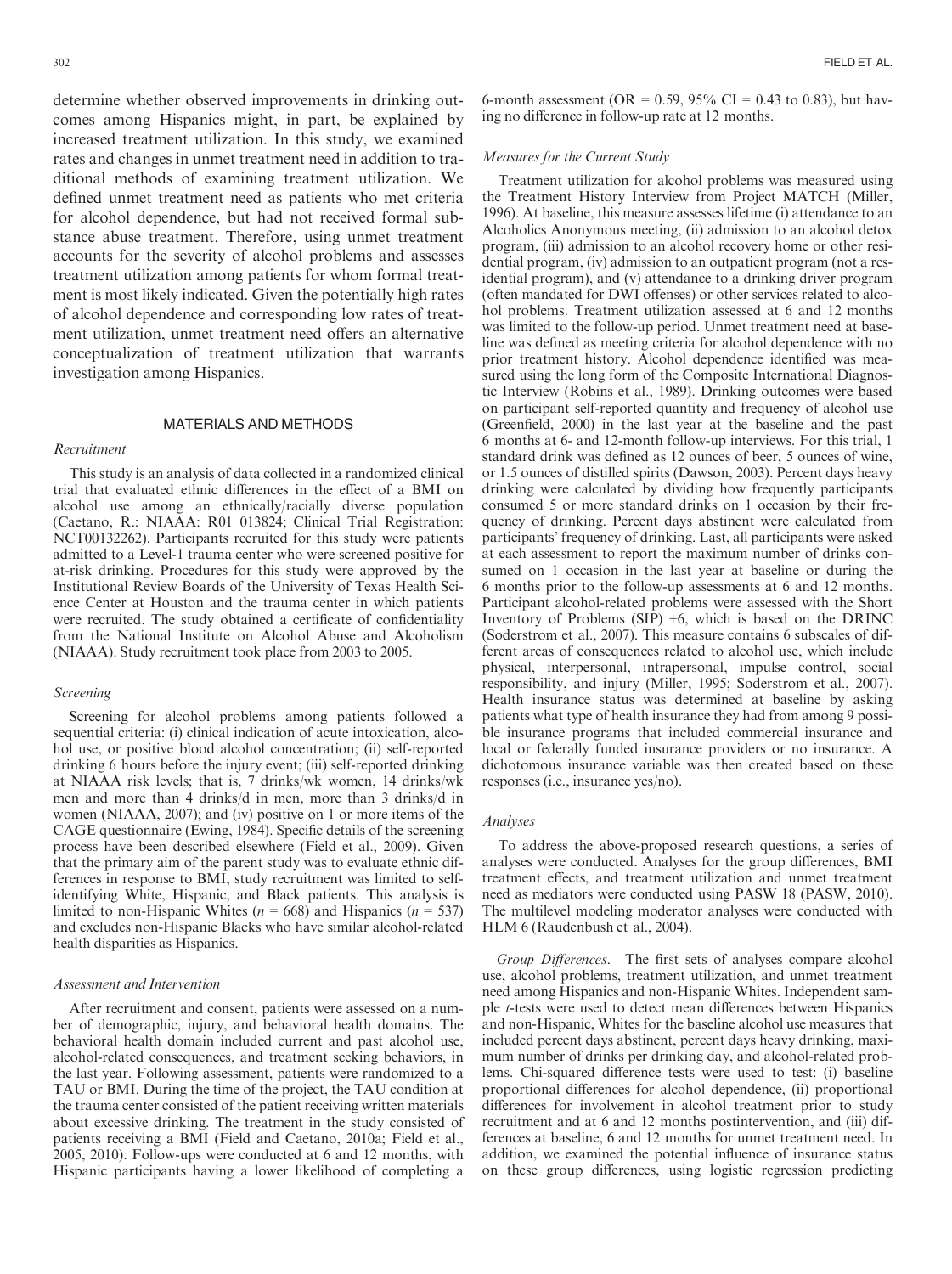determine whether observed improvements in drinking outcomes among Hispanics might, in part, be explained by increased treatment utilization. In this study, we examined rates and changes in unmet treatment need in addition to traditional methods of examining treatment utilization. We defined unmet treatment need as patients who met criteria for alcohol dependence, but had not received formal substance abuse treatment. Therefore, using unmet treatment accounts for the severity of alcohol problems and assesses treatment utilization among patients for whom formal treatment is most likely indicated. Given the potentially high rates of alcohol dependence and corresponding low rates of treatment utilization, unmet treatment need offers an alternative conceptualization of treatment utilization that warrants investigation among Hispanics.

## MATERIALS AND METHODS

### Recruitment

This study is an analysis of data collected in a randomized clinical trial that evaluated ethnic differences in the effect of a BMI on alcohol use among an ethnically/racially diverse population (Caetano, R.: NIAAA: R01 013824; Clinical Trial Registration: NCT00132262). Participants recruited for this study were patients admitted to a Level-1 trauma center who were screened positive for at-risk drinking. Procedures for this study were approved by the Institutional Review Boards of the University of Texas Health Science Center at Houston and the trauma center in which patients were recruited. The study obtained a certificate of confidentiality from the National Institute on Alcohol Abuse and Alcoholism (NIAAA). Study recruitment took place from 2003 to 2005.

### Screening

Screening for alcohol problems among patients followed a sequential criteria: (i) clinical indication of acute intoxication, alcohol use, or positive blood alcohol concentration; (ii) self-reported drinking 6 hours before the injury event; (iii) self-reported drinking at NIAAA risk levels; that is, 7 drinks/wk women, 14 drinks/wk men and more than 4 drinks/d in men, more than 3 drinks/d in women (NIAAA, 2007); and (iv) positive on 1 or more items of the CAGE questionnaire (Ewing, 1984). Specific details of the screening process have been described elsewhere (Field et al., 2009). Given that the primary aim of the parent study was to evaluate ethnic differences in response to BMI, study recruitment was limited to self-identifying White, Hispanic, and Black patients. This analysis is limited to non-Hispanic Whites ($n = 668$) and Hispanics ($n = 537$) and excludes non-Hispanic Blacks who have similar alcohol-related health disparities as Hispanics.

### Assessment and Intervention

After recruitment and consent, patients were assessed on a number of demographic, injury, and behavioral health domains. The behavioral health domain included current and past alcohol use, alcohol-related consequences, and treatment seeking behaviors, in the last year. Following assessment, patients were randomized to a TAU or BMI. During the time of the project, the TAU condition at the trauma center consisted of the patient receiving written materials about excessive drinking. The treatment in the study consisted of patients receiving a BMI (Field and Caetano, 2010a; Field et al., 2005, 2010). Follow-ups were conducted at 6 and 12 months, with Hispanic participants having a lower likelihood of completing a 6-month assessment (OR = 0.59, 95% CI = 0.43 to 0.83), but having no difference in follow-up rate at 12 months.

### Measures for the Current Study

Treatment utilization for alcohol problems was measured using the Treatment History Interview from Project MATCH (Miller, 1996). At baseline, this measure assesses lifetime (i) attendance to an Alcoholics Anonymous meeting, (ii) admission to an alcohol detox program, (iii) admission to an alcohol recovery home or other residential program, (iv) admission to an outpatient program (not a residential program), and (v) attendance to a drinking driver program (often mandated for DWI offenses) or other services related to alcohol problems. Treatment utilization assessed at 6 and 12 months was limited to the follow-up period. Unmet treatment need at baseline was defined as meeting criteria for alcohol dependence with no prior treatment history. Alcohol dependence identified was measured using the long form of the Composite International Diagnostic Interview (Robins et al., 1989). Drinking outcomes were based on participant self-reported quantity and frequency of alcohol use (Greenfield, 2000) in the last year at the baseline and the past 6 months at 6- and 12-month follow-up interviews. For this trial, 1 standard drink was defined as 12 ounces of beer, 5 ounces of wine, or 1.5 ounces of distilled spirits (Dawson, 2003). Percent days heavy drinking were calculated by dividing how frequently participants consumed 5 or more standard drinks on 1 occasion by their frequency of drinking. Percent days abstinent were calculated from participants' frequency of drinking. Last, all participants were asked at each assessment to report the maximum number of drinks consumed on 1 occasion in the last year at baseline or during the 6 months prior to the follow-up assessments at 6 and 12 months. Participant alcohol-related problems were assessed with the Short Inventory of Problems (SIP) +6, which is based on the DRINC (Soderstrom et al., 2007). This measure contains 6 subscales of different areas of consequences related to alcohol use, which include physical, interpersonal, intrapersonal, impulse control, social responsibility, and injury (Miller, 1995; Soderstrom et al., 2007). Health insurance status was determined at baseline by asking patients what type of health insurance they had from among 9 possible insurance programs that included commercial insurance and local or federally funded insurance providers or no insurance. A dichotomous insurance variable was then created based on these responses (i.e., insurance yes/no).

### Analyses

To address the above-proposed research questions, a series of analyses were conducted. Analyses for the group differences, BMI treatment effects, and treatment utilization and unmet treatment need as mediators were conducted using PASW 18 (PASW, 2010). The multilevel modeling moderator analyses were conducted with HLM 6 (Raudenbush et al., 2004).

*Group Differences*. The first sets of analyses compare alcohol use, alcohol problems, treatment utilization, and unmet treatment need among Hispanics and non-Hispanic Whites. Independent sample *t*-tests were used to detect mean differences between Hispanics and non-Hispanic, Whites for the baseline alcohol use measures that included percent days abstinent, percent days heavy drinking, maximum number of drinks per drinking day, and alcohol-related problems. Chi-squared difference tests were used to test: (i) baseline proportional differences for alcohol dependence, (ii) proportional differences for involvement in alcohol treatment prior to study recruitment and at 6 and 12 months postintervention, and (iii) differences at baseline, 6 and 12 months for unmet treatment need. In addition, we examined the potential influence of insurance status on these group differences, using logistic regression predicting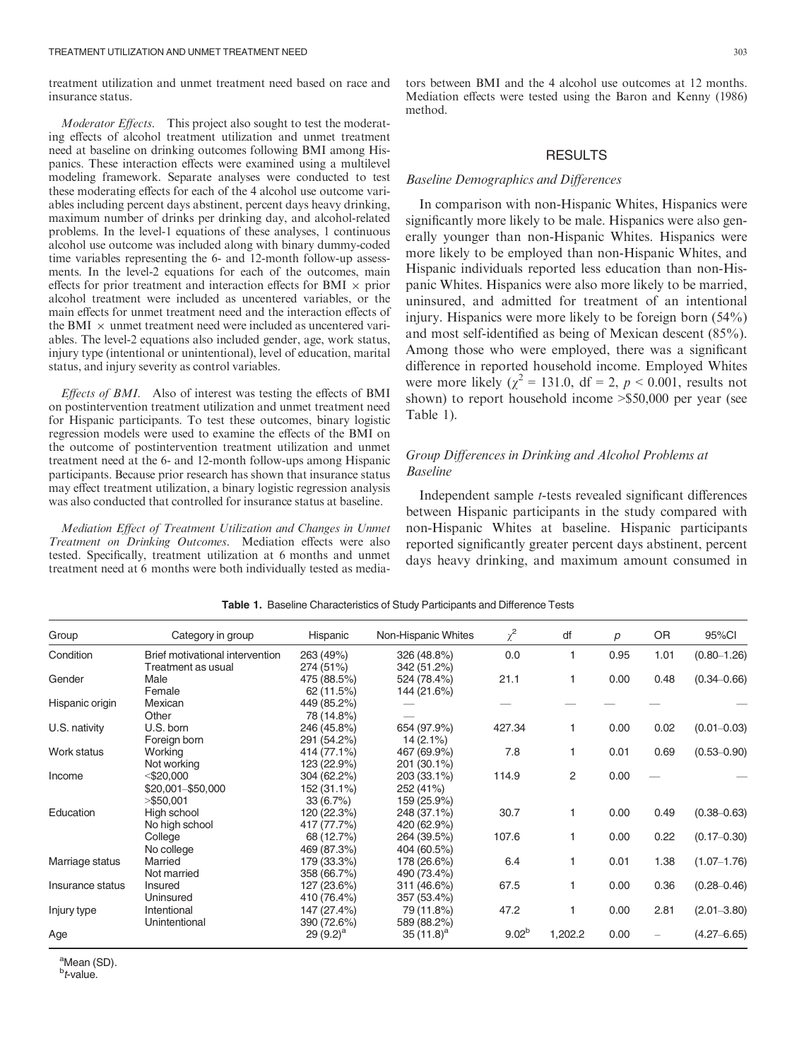treatment utilization and unmet treatment need based on race and insurance status.

*Moderator Effects.* This project also sought to test the moderating effects of alcohol treatment utilization and unmet treatment need at baseline on drinking outcomes following BMI among Hispanics. These interaction effects were examined using a multilevel modeling framework. Separate analyses were conducted to test these moderating effects for each of the 4 alcohol use outcome variables including percent days abstinent, percent days heavy drinking, maximum number of drinks per drinking day, and alcohol-related problems. In the level-1 equations of these analyses, 1 continuous alcohol use outcome was included along with binary dummy-coded time variables representing the 6- and 12-month follow-up assessments. In the level-2 equations for each of the outcomes, main effects for prior treatment and interaction effects for BMI × prior alcohol treatment were included as uncentered variables, or the main effects for unmet treatment need and the interaction effects of the BMI × unmet treatment need were included as uncentered variables. The level-2 equations also included gender, age, work status, injury type (intentional or unintentional), level of education, marital status, and injury severity as control variables.

*Effects of BMI.* Also of interest was testing the effects of BMI on postintervention treatment utilization and unmet treatment need for Hispanic participants. To test these outcomes, binary logistic regression models were used to examine the effects of the BMI on the outcome of postintervention treatment utilization and unmet treatment need at the 6- and 12-month follow-ups among Hispanic participants. Because prior research has shown that insurance status may effect treatment utilization, a binary logistic regression analysis was also conducted that controlled for insurance status at baseline.

*Mediation Effect of Treatment Utilization and Changes in Unmet Treatment on Drinking Outcomes.* Mediation effects were also tested. Specifically, treatment utilization at 6 months and unmet treatment need at 6 months were both individually tested as mediators between BMI and the 4 alcohol use outcomes at 12 months. Mediation effects were tested using the Baron and Kenny (1986) method.

## RESULTS

### Baseline Demographics and Differences

In comparison with non-Hispanic Whites, Hispanics were significantly more likely to be male. Hispanics were also generally younger than non-Hispanic Whites. Hispanics were more likely to be employed than non-Hispanic Whites, and Hispanic individuals reported less education than non-Hispanic Whites. Hispanics were also more likely to be married, uninsured, and admitted for treatment of an intentional injury. Hispanics were more likely to be foreign born (54%) and most self-identified as being of Mexican descent (85%). Among those who were employed, there was a significant difference in reported household income. Employed Whites were more likely ($\chi^2 = 131.0$, df = 2, $p < 0.001$, results not shown) to report household income >$50,000 per year (see Table 1).

### Group Differences in Drinking and Alcohol Problems at Baseline

Independent sample *t*-tests revealed significant differences between Hispanic participants in the study compared with non-Hispanic Whites at baseline. Hispanic participants reported significantly greater percent days abstinent, percent days heavy drinking, and maximum amount consumed in

**Table 1.** Baseline Characteristics of Study Participants and Difference Tests

| Group | Category in group | Hispanic | Non-Hispanic Whites | $\chi^2$ | df | *p* | OR | 95%CI |
|---|---|---|---|---|---|---|---|---|
| Condition | Brief motivational intervention | 263 (49%) | 326 (48.8%) | 0.0 | 1 | 0.95 | 1.01 | (0.80–1.26) |
| | Treatment as usual | 274 (51%) | 342 (51.2%) | | | | | |
| Gender | Male | 475 (88.5%) | 524 (78.4%) | 21.1 | 1 | 0.00 | 0.48 | (0.34–0.66) |
| | Female | 62 (11.5%) | 144 (21.6%) | | | | | |
| Hispanic origin | Mexican | 449 (85.2%) | — | — | — | — | — | — |
| | Other | 78 (14.8%) | — | | | | | |
| U.S. nativity | U.S. born | 246 (45.8%) | 654 (97.9%) | 427.34 | 1 | 0.00 | 0.02 | (0.01–0.03) |
| | Foreign born | 291 (54.2%) | 14 (2.1%) | | | | | |
| Work status | Working | 414 (77.1%) | 467 (69.9%) | 7.8 | 1 | 0.01 | 0.69 | (0.53–0.90) |
| | Not working | 123 (22.9%) | 201 (30.1%) | | | | | |
| Income | <$20,000 | 304 (62.2%) | 203 (33.1%) | 114.9 | 2 | 0.00 | — | — |
| | $20,001–$50,000 | 152 (31.1%) | 252 (41%) | | | | | |
| | >$50,001 | 33 (6.7%) | 159 (25.9%) | | | | | |
| Education | High school | 120 (22.3%) | 248 (37.1%) | 30.7 | 1 | 0.00 | 0.49 | (0.38–0.63) |
| | No high school | 417 (77.7%) | 420 (62.9%) | | | | | |
| | College | 68 (12.7%) | 264 (39.5%) | 107.6 | 1 | 0.00 | 0.22 | (0.17–0.30) |
| | No college | 469 (87.3%) | 404 (60.5%) | | | | | |
| Marriage status | Married | 179 (33.3%) | 178 (26.6%) | 6.4 | 1 | 0.01 | 1.38 | (1.07–1.76) |
| | Not married | 358 (66.7%) | 490 (73.4%) | | | | | |
| Insurance status | Insured | 127 (23.6%) | 311 (46.6%) | 67.5 | 1 | 0.00 | 0.36 | (0.28–0.46) |
| | Uninsured | 410 (76.4%) | 357 (53.4%) | | | | | |
| Injury type | Intentional | 147 (27.4%) | 79 (11.8%) | 47.2 | 1 | 0.00 | 2.81 | (2.01–3.80) |
| | Unintentional | 390 (72.6%) | 589 (88.2%) | | | | | |
| Age | | 29 (9.2)[a] | 35 (11.8)[a] | 9.02[b] | 1,202.2 | 0.00 | – | (4.27–6.65) |

[a]Mean (SD).
[b]*t*-value.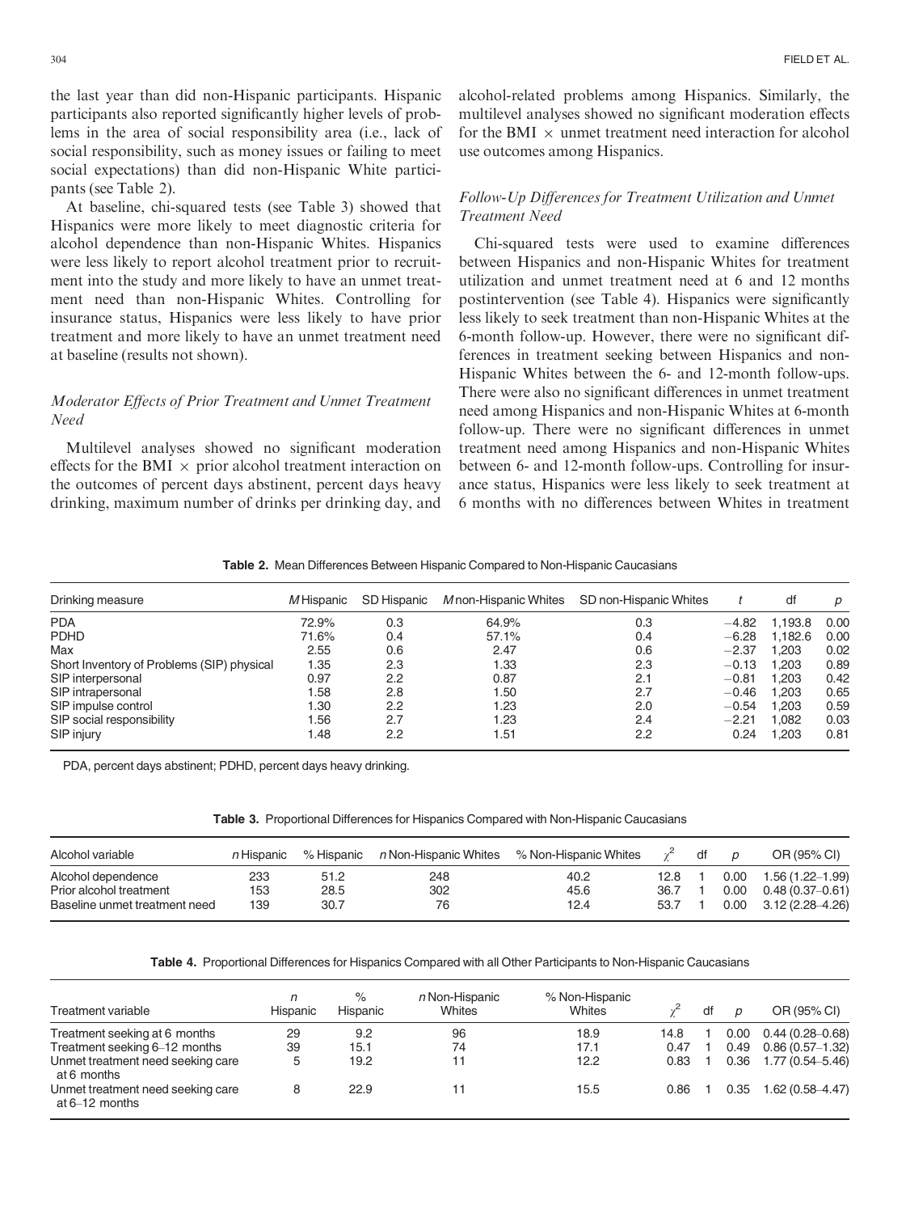the last year than did non-Hispanic participants. Hispanic participants also reported significantly higher levels of problems in the area of social responsibility area (i.e., lack of social responsibility, such as money issues or failing to meet social expectations) than did non-Hispanic White participants (see Table 2).

At baseline, chi-squared tests (see Table 3) showed that Hispanics were more likely to meet diagnostic criteria for alcohol dependence than non-Hispanic Whites. Hispanics were less likely to report alcohol treatment prior to recruitment into the study and more likely to have an unmet treatment need than non-Hispanic Whites. Controlling for insurance status, Hispanics were less likely to have prior treatment and more likely to have an unmet treatment need at baseline (results not shown).

### *Moderator Effects of Prior Treatment and Unmet Treatment Need*

Multilevel analyses showed no significant moderation effects for the BMI × prior alcohol treatment interaction on the outcomes of percent days abstinent, percent days heavy drinking, maximum number of drinks per drinking day, and alcohol-related problems among Hispanics. Similarly, the multilevel analyses showed no significant moderation effects for the BMI × unmet treatment need interaction for alcohol use outcomes among Hispanics.

### *Follow-Up Differences for Treatment Utilization and Unmet Treatment Need*

Chi-squared tests were used to examine differences between Hispanics and non-Hispanic Whites for treatment utilization and unmet treatment need at 6 and 12 months postintervention (see Table 4). Hispanics were significantly less likely to seek treatment than non-Hispanic Whites at the 6-month follow-up. However, there were no significant differences in treatment seeking between Hispanics and non-Hispanic Whites between the 6- and 12-month follow-ups. There were also no significant differences in unmet treatment need among Hispanics and non-Hispanic Whites at 6-month follow-up. There were no significant differences in unmet treatment need among Hispanics and non-Hispanic Whites between 6- and 12-month follow-ups. Controlling for insurance status, Hispanics were less likely to seek treatment at 6 months with no differences between Whites in treatment

**Table 2.** Mean Differences Between Hispanic Compared to Non-Hispanic Caucasians

| Drinking measure | *M* Hispanic | SD Hispanic | *M* non-Hispanic Whites | SD non-Hispanic Whites | *t* | df | *p* |
|---|---|---|---|---|---|---|---|
| PDA | 72.9% | 0.3 | 64.9% | 0.3 | −4.82 | 1,193.8 | 0.00 |
| PDHD | 71.6% | 0.4 | 57.1% | 0.4 | −6.28 | 1,182.6 | 0.00 |
| Max | 2.55 | 0.6 | 2.47 | 0.6 | −2.37 | 1,203 | 0.02 |
| Short Inventory of Problems (SIP) physical | 1.35 | 2.3 | 1.33 | 2.3 | −0.13 | 1,203 | 0.89 |
| SIP interpersonal | 0.97 | 2.2 | 0.87 | 2.1 | −0.81 | 1,203 | 0.42 |
| SIP intrapersonal | 1.58 | 2.8 | 1.50 | 2.7 | −0.46 | 1,203 | 0.65 |
| SIP impulse control | 1.30 | 2.2 | 1.23 | 2.0 | −0.54 | 1,203 | 0.59 |
| SIP social responsibility | 1.56 | 2.7 | 1.23 | 2.4 | −2.21 | 1,082 | 0.03 |
| SIP injury | 1.48 | 2.2 | 1.51 | 2.2 | 0.24 | 1,203 | 0.81 |

PDA, percent days abstinent; PDHD, percent days heavy drinking.

**Table 3.** Proportional Differences for Hispanics Compared with Non-Hispanic Caucasians

| Alcohol variable | *n* Hispanic | % Hispanic | *n* Non-Hispanic Whites | % Non-Hispanic Whites | $\chi^2$ | df | *p* | OR (95% CI) |
|---|---|---|---|---|---|---|---|---|
| Alcohol dependence | 233 | 51.2 | 248 | 40.2 | 12.8 | 1 | 0.00 | 1.56 (1.22–1.99) |
| Prior alcohol treatment | 153 | 28.5 | 302 | 45.6 | 36.7 | 1 | 0.00 | 0.48 (0.37–0.61) |
| Baseline unmet treatment need | 139 | 30.7 | 76 | 12.4 | 53.7 | 1 | 0.00 | 3.12 (2.28–4.26) |

**Table 4.** Proportional Differences for Hispanics Compared with all Other Participants to Non-Hispanic Caucasians

| Treatment variable | *n* Hispanic | % Hispanic | *n* Non-Hispanic Whites | % Non-Hispanic Whites | $\chi^2$ | df | *p* | OR (95% CI) |
|---|---|---|---|---|---|---|---|---|
| Treatment seeking at 6 months | 29 | 9.2 | 96 | 18.9 | 14.8 | 1 | 0.00 | 0.44 (0.28–0.68) |
| Treatment seeking 6–12 months | 39 | 15.1 | 74 | 17.1 | 0.47 | 1 | 0.49 | 0.86 (0.57–1.32) |
| Unmet treatment need seeking care at 6 months | 5 | 19.2 | 11 | 12.2 | 0.83 | 1 | 0.36 | 1.77 (0.54–5.46) |
| Unmet treatment need seeking care at 6–12 months | 8 | 22.9 | 11 | 15.5 | 0.86 | 1 | 0.35 | 1.62 (0.58–4.47) |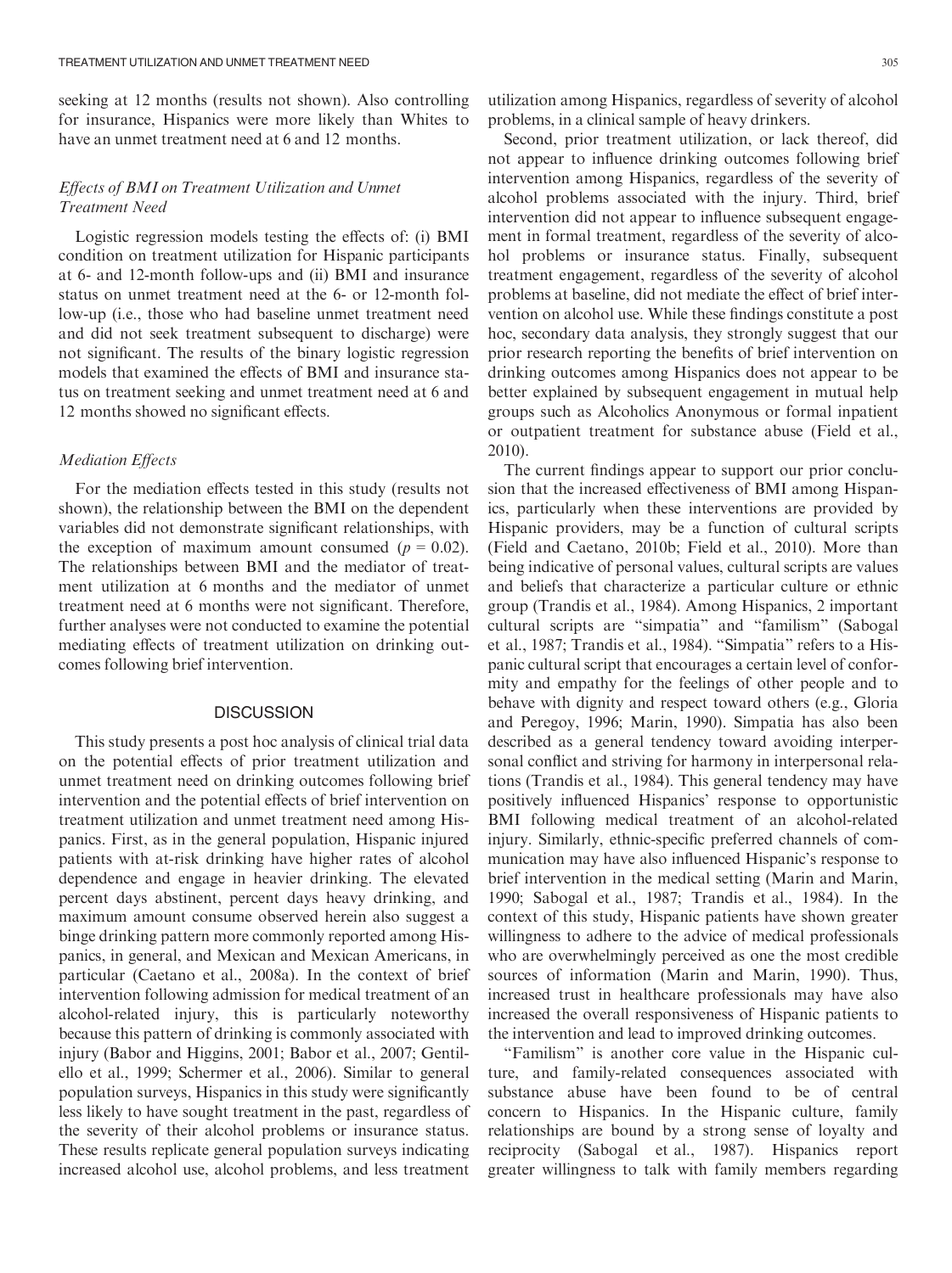seeking at 12 months (results not shown). Also controlling for insurance, Hispanics were more likely than Whites to have an unmet treatment need at 6 and 12 months.

### *Effects of BMI on Treatment Utilization and Unmet Treatment Need*

Logistic regression models testing the effects of: (i) BMI condition on treatment utilization for Hispanic participants at 6- and 12-month follow-ups and (ii) BMI and insurance status on unmet treatment need at the 6- or 12-month follow-up (i.e., those who had baseline unmet treatment need and did not seek treatment subsequent to discharge) were not significant. The results of the binary logistic regression models that examined the effects of BMI and insurance status on treatment seeking and unmet treatment need at 6 and 12 months showed no significant effects.

### *Mediation Effects*

For the mediation effects tested in this study (results not shown), the relationship between the BMI on the dependent variables did not demonstrate significant relationships, with the exception of maximum amount consumed ($p = 0.02$). The relationships between BMI and the mediator of treatment utilization at 6 months and the mediator of unmet treatment need at 6 months were not significant. Therefore, further analyses were not conducted to examine the potential mediating effects of treatment utilization on drinking outcomes following brief intervention.

## DISCUSSION

This study presents a post hoc analysis of clinical trial data on the potential effects of prior treatment utilization and unmet treatment need on drinking outcomes following brief intervention and the potential effects of brief intervention on treatment utilization and unmet treatment need among Hispanics. First, as in the general population, Hispanic injured patients with at-risk drinking have higher rates of alcohol dependence and engage in heavier drinking. The elevated percent days abstinent, percent days heavy drinking, and maximum amount consume observed herein also suggest a binge drinking pattern more commonly reported among Hispanics, in general, and Mexican and Mexican Americans, in particular (Caetano et al., 2008a). In the context of brief intervention following admission for medical treatment of an alcohol-related injury, this is particularly noteworthy because this pattern of drinking is commonly associated with injury (Babor and Higgins, 2001; Babor et al., 2007; Gentilello et al., 1999; Schermer et al., 2006). Similar to general population surveys, Hispanics in this study were significantly less likely to have sought treatment in the past, regardless of the severity of their alcohol problems or insurance status. These results replicate general population surveys indicating increased alcohol use, alcohol problems, and less treatment utilization among Hispanics, regardless of severity of alcohol problems, in a clinical sample of heavy drinkers.

Second, prior treatment utilization, or lack thereof, did not appear to influence drinking outcomes following brief intervention among Hispanics, regardless of the severity of alcohol problems associated with the injury. Third, brief intervention did not appear to influence subsequent engagement in formal treatment, regardless of the severity of alcohol problems or insurance status. Finally, subsequent treatment engagement, regardless of the severity of alcohol problems at baseline, did not mediate the effect of brief intervention on alcohol use. While these findings constitute a post hoc, secondary data analysis, they strongly suggest that our prior research reporting the benefits of brief intervention on drinking outcomes among Hispanics does not appear to be better explained by subsequent engagement in mutual help groups such as Alcoholics Anonymous or formal inpatient or outpatient treatment for substance abuse (Field et al., 2010).

The current findings appear to support our prior conclusion that the increased effectiveness of BMI among Hispanics, particularly when these interventions are provided by Hispanic providers, may be a function of cultural scripts (Field and Caetano, 2010b; Field et al., 2010). More than being indicative of personal values, cultural scripts are values and beliefs that characterize a particular culture or ethnic group (Trandis et al., 1984). Among Hispanics, 2 important cultural scripts are "simpatia" and "familism" (Sabogal et al., 1987; Trandis et al., 1984). "Simpatia" refers to a Hispanic cultural script that encourages a certain level of conformity and empathy for the feelings of other people and to behave with dignity and respect toward others (e.g., Gloria and Peregoy, 1996; Marin, 1990). Simpatia has also been described as a general tendency toward avoiding interpersonal conflict and striving for harmony in interpersonal relations (Trandis et al., 1984). This general tendency may have positively influenced Hispanics' response to opportunistic BMI following medical treatment of an alcohol-related injury. Similarly, ethnic-specific preferred channels of communication may have also influenced Hispanic's response to brief intervention in the medical setting (Marin and Marin, 1990; Sabogal et al., 1987; Trandis et al., 1984). In the context of this study, Hispanic patients have shown greater willingness to adhere to the advice of medical professionals who are overwhelmingly perceived as one the most credible sources of information (Marin and Marin, 1990). Thus, increased trust in healthcare professionals may have also increased the overall responsiveness of Hispanic patients to the intervention and lead to improved drinking outcomes.

"Familism" is another core value in the Hispanic culture, and family-related consequences associated with substance abuse have been found to be of central concern to Hispanics. In the Hispanic culture, family relationships are bound by a strong sense of loyalty and reciprocity (Sabogal et al., 1987). Hispanics report greater willingness to talk with family members regarding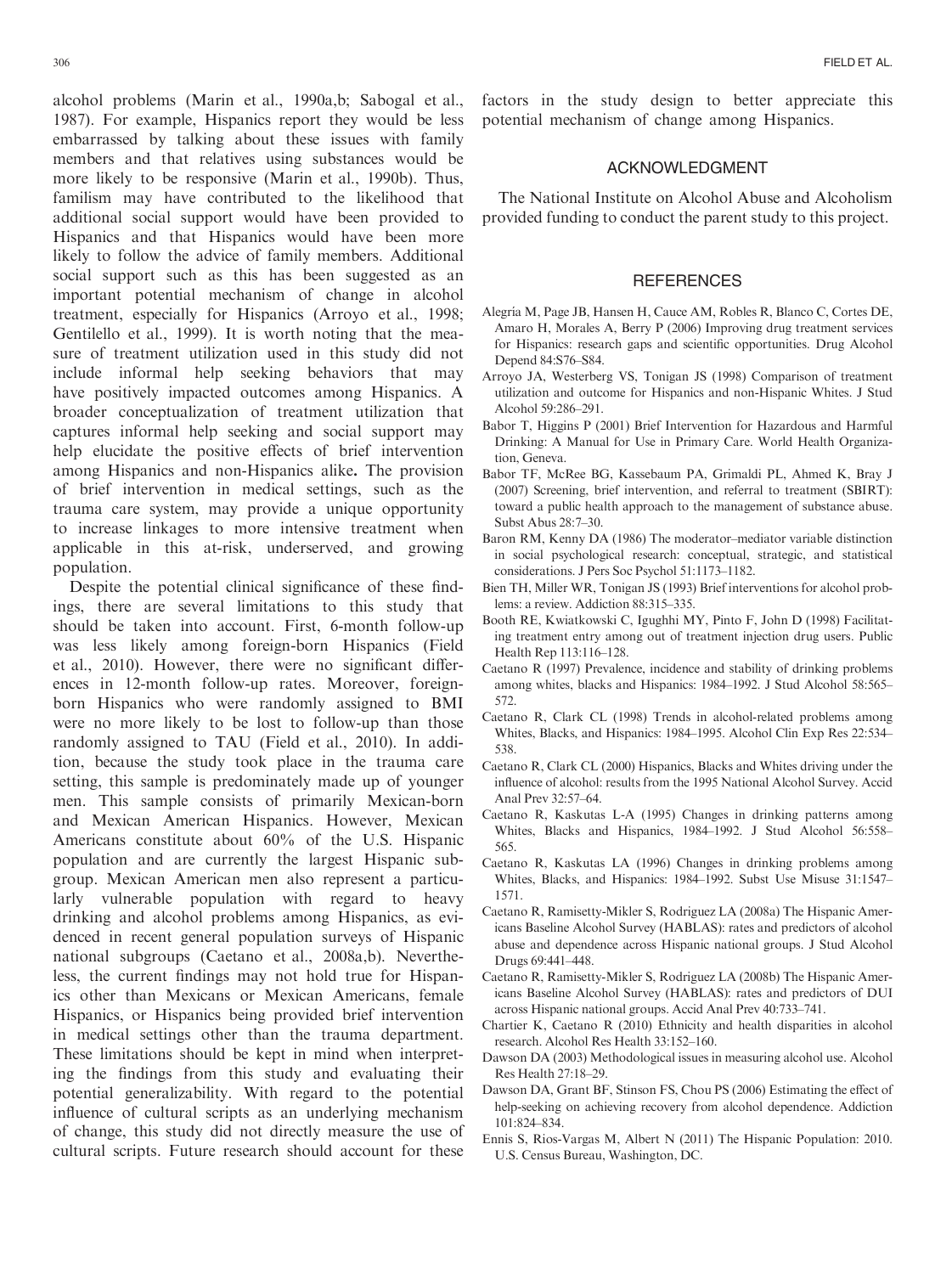alcohol problems (Marin et al., 1990a,b; Sabogal et al., 1987). For example, Hispanics report they would be less embarrassed by talking about these issues with family members and that relatives using substances would be more likely to be responsive (Marin et al., 1990b). Thus, familism may have contributed to the likelihood that additional social support would have been provided to Hispanics and that Hispanics would have been more likely to follow the advice of family members. Additional social support such as this has been suggested as an important potential mechanism of change in alcohol treatment, especially for Hispanics (Arroyo et al., 1998; Gentilello et al., 1999). It is worth noting that the measure of treatment utilization used in this study did not include informal help seeking behaviors that may have positively impacted outcomes among Hispanics. A broader conceptualization of treatment utilization that captures informal help seeking and social support may help elucidate the positive effects of brief intervention among Hispanics and non-Hispanics alike**.** The provision of brief intervention in medical settings, such as the trauma care system, may provide a unique opportunity to increase linkages to more intensive treatment when applicable in this at-risk, underserved, and growing population.

Despite the potential clinical significance of these findings, there are several limitations to this study that should be taken into account. First, 6-month follow-up was less likely among foreign-born Hispanics (Field et al., 2010). However, there were no significant differences in 12-month follow-up rates. Moreover, foreign-born Hispanics who were randomly assigned to BMI were no more likely to be lost to follow-up than those randomly assigned to TAU (Field et al., 2010). In addition, because the study took place in the trauma care setting, this sample is predominately made up of younger men. This sample consists of primarily Mexican-born and Mexican American Hispanics. However, Mexican Americans constitute about 60% of the U.S. Hispanic population and are currently the largest Hispanic subgroup. Mexican American men also represent a particularly vulnerable population with regard to heavy drinking and alcohol problems among Hispanics, as evidenced in recent general population surveys of Hispanic national subgroups (Caetano et al., 2008a,b). Nevertheless, the current findings may not hold true for Hispanics other than Mexicans or Mexican Americans, female Hispanics, or Hispanics being provided brief intervention in medical settings other than the trauma department. These limitations should be kept in mind when interpreting the findings from this study and evaluating their potential generalizability. With regard to the potential influence of cultural scripts as an underlying mechanism of change, this study did not directly measure the use of cultural scripts. Future research should account for these factors in the study design to better appreciate this potential mechanism of change among Hispanics.

## ACKNOWLEDGMENT

The National Institute on Alcohol Abuse and Alcoholism provided funding to conduct the parent study to this project.

## REFERENCES

Alegría M, Page JB, Hansen H, Cauce AM, Robles R, Blanco C, Cortes DE, Amaro H, Morales A, Berry P (2006) Improving drug treatment services for Hispanics: research gaps and scientific opportunities. Drug Alcohol Depend 84:S76–S84.

Arroyo JA, Westerberg VS, Tonigan JS (1998) Comparison of treatment utilization and outcome for Hispanics and non-Hispanic Whites. J Stud Alcohol 59:286–291.

Babor T, Higgins P (2001) Brief Intervention for Hazardous and Harmful Drinking: A Manual for Use in Primary Care. World Health Organization, Geneva.

Babor TF, McRee BG, Kassebaum PA, Grimaldi PL, Ahmed K, Bray J (2007) Screening, brief intervention, and referral to treatment (SBIRT): toward a public health approach to the management of substance abuse. Subst Abus 28:7–30.

Baron RM, Kenny DA (1986) The moderator–mediator variable distinction in social psychological research: conceptual, strategic, and statistical considerations. J Pers Soc Psychol 51:1173–1182.

Bien TH, Miller WR, Tonigan JS (1993) Brief interventions for alcohol problems: a review. Addiction 88:315–335.

Booth RE, Kwiatkowski C, Igughhi MY, Pinto F, John D (1998) Facilitating treatment entry among out of treatment injection drug users. Public Health Rep 113:116–128.

Caetano R (1997) Prevalence, incidence and stability of drinking problems among whites, blacks and Hispanics: 1984–1992. J Stud Alcohol 58:565–572.

Caetano R, Clark CL (1998) Trends in alcohol-related problems among Whites, Blacks, and Hispanics: 1984–1995. Alcohol Clin Exp Res 22:534–538.

Caetano R, Clark CL (2000) Hispanics, Blacks and Whites driving under the influence of alcohol: results from the 1995 National Alcohol Survey. Accid Anal Prev 32:57–64.

Caetano R, Kaskutas L-A (1995) Changes in drinking patterns among Whites, Blacks and Hispanics, 1984–1992. J Stud Alcohol 56:558–565.

Caetano R, Kaskutas LA (1996) Changes in drinking problems among Whites, Blacks, and Hispanics: 1984–1992. Subst Use Misuse 31:1547–1571.

Caetano R, Ramisetty-Mikler S, Rodriguez LA (2008a) The Hispanic Americans Baseline Alcohol Survey (HABLAS): rates and predictors of alcohol abuse and dependence across Hispanic national groups. J Stud Alcohol Drugs 69:441–448.

Caetano R, Ramisetty-Mikler S, Rodriguez LA (2008b) The Hispanic Americans Baseline Alcohol Survey (HABLAS): rates and predictors of DUI across Hispanic national groups. Accid Anal Prev 40:733–741.

Chartier K, Caetano R (2010) Ethnicity and health disparities in alcohol research. Alcohol Res Health 33:152–160.

Dawson DA (2003) Methodological issues in measuring alcohol use. Alcohol Res Health 27:18–29.

Dawson DA, Grant BF, Stinson FS, Chou PS (2006) Estimating the effect of help-seeking on achieving recovery from alcohol dependence. Addiction 101:824–834.

Ennis S, Rios-Vargas M, Albert N (2011) The Hispanic Population: 2010. U.S. Census Bureau, Washington, DC.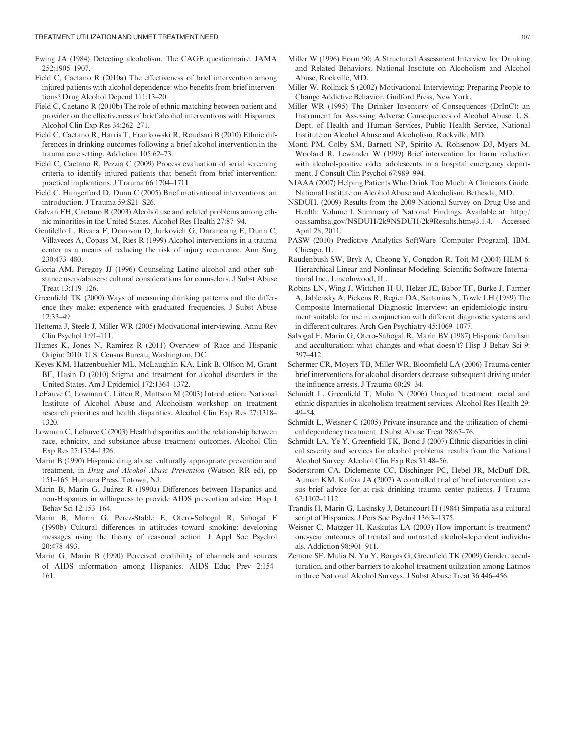Ewing JA (1984) Detecting alcoholism. The CAGE questionnaire. JAMA 252:1905–1907.

Field C, Caetano R (2010a) The effectiveness of brief intervention among injured patients with alcohol dependence: who benefits from brief interventions? Drug Alcohol Depend 111:13–20.

Field C, Caetano R (2010b) The role of ethnic matching between patient and provider on the effectiveness of brief alcohol interventions with Hispanics. Alcohol Clin Exp Res 34:262–271.

Field C, Caetano R, Harris T, Frankowski R, Roudsari B (2010) Ethnic differences in drinking outcomes following a brief alcohol intervention in the trauma care setting. Addiction 105:62–73.

Field C, Caetano R, Pezzia C (2009) Process evaluation of serial screening criteria to identify injured patients that benefit from brief intervention: practical implications. J Trauma 66:1704–1711.

Field C, Hungerford D, Dunn C (2005) Brief motivational interventions: an introduction. J Trauma 59:S21–S26.

Galvan FH, Caetano R (2003) Alcohol use and related problems among ethnic minorities in the United States. Alcohol Res Health 27:87–94.

Gentilello L, Rivara F, Donovan D, Jurkovich G, Daranciang E, Dunn C, Villaveces A, Copass M, Ries R (1999) Alcohol interventions in a trauma center as a means of reducing the risk of injury recurrence. Ann Surg 230:473–480.

Gloria AM, Peregoy JJ (1996) Counseling Latino alcohol and other substance users/abusers: cultural considerations for counselors. J Subst Abuse Treat 13:119–126.

Greenfield TK (2000) Ways of measuring drinking patterns and the difference they make: experience with graduated frequencies. J Subst Abuse 12:33–49.

Hettema J, Steele J, Miller WR (2005) Motivational interviewing. Annu Rev Clin Psychol 1:91–111.

Humes K, Jones N, Ramirez R (2011) Overview of Race and Hispanic Origin: 2010. U.S. Census Bureau, Washington, DC.

Keyes KM, Hatzenbuehler ML, McLaughlin KA, Link B, Olfson M, Grant BF, Hasin D (2010) Stigma and treatment for alcohol disorders in the United States. Am J Epidemiol 172:1364–1372.

LeFauve C, Lowman C, Litten R, Mattson M (2003) Introduction: National Institute of Alcohol Abuse and Alcoholism workshop on treatment research priorities and health disparities. Alcohol Clin Exp Res 27:1318–1320.

Lowman C, Lefauve C (2003) Health disparities and the relationship between race, ethnicity, and substance abuse treatment outcomes. Alcohol Clin Exp Res 27:1324–1326.

Marin B (1990) Hispanic drug abuse: culturally appropriate prevention and treatment, in *Drug and Alcohol Abuse Prevention* (Watson RR ed), pp 151–165. Humana Press, Totowa, NJ.

Marin B, Marín G, Juárez R (1990a) Differences between Hispanics and non-Hispanics in willingness to provide AIDS prevention advice. Hisp J Behav Sci 12:153–164.

Marin B, Marin G, Perez-Stable E, Otero-Sobogal R, Sabogal F (1990b) Cultural differences in attitudes toward smoking: developing messages using the theory of reasoned action. J Appl Soc Psychol 20:478–493.

Marin G, Marin B (1990) Perceived credibility of channels and sources of AIDS information among Hispanics. AIDS Educ Prev 2:154–161.

Miller W (1996) Form 90: A Structured Assessment Interview for Drinking and Related Behaviors. National Institute on Alcoholism and Alcohol Abuse, Rockville, MD.

Miller W, Rollnick S (2002) Motivational Interviewing: Preparing People to Change Addictive Behavior. Guilford Press, New York.

Miller WR (1995) The Drinker Inventory of Consequences (DrInC): an Instrument for Assessing Adverse Consequences of Alcohol Abuse. U.S. Dept. of Health and Human Services, Public Health Service, National Institute on Alcohol Abuse and Alcoholism, Rockville, MD.

Monti PM, Colby SM, Barnett NP, Spirito A, Rohsenow DJ, Myers M, Woolard R, Lewander W (1999) Brief intervention for harm reduction with alcohol-positive older adolescents in a hospital emergency department. J Consult Clin Psychol 67:989–994.

NIAAA (2007) Helping Patients Who Drink Too Much: A Clinicians Guide. National Institute on Alcohol Abuse and Alcoholism, Bethesda, MD.

NSDUH. (2009) Results from the 2009 National Survey on Drug Use and Health: Volume I. Summary of National Findings. Available at: http://oas.samhsa.gov/NSDUH/2k9NSDUH/2k9Results.htm#3.1.4. Accessed April 28, 2011.

PASW (2010) Predictive Analytics SoftWare [Computer Program]. IBM, Chicago, IL.

Raudenbush SW, Bryk A, Cheong Y, Congdon R, Toit M (2004) HLM 6: Hierarchical Linear and Nonlinear Modeling. Scientific Software International Inc., Lincolnwood, IL.

Robins LN, Wing J, Wittchen H-U, Helzer JE, Babor TF, Burke J, Farmer A, Jablensky A, Pickens R, Regier DA, Sartorius N, Towle LH (1989) The Composite International Diagnostic Interview: an epidemiologic instrument suitable for use in conjunction with different diagnostic systems and in different cultures. Arch Gen Psychiatry 45:1069–1077.

Sabogal F, Marin G, Otero-Sabogal R, Marin BV (1987) Hispanic familism and acculturation: what changes and what doesn't? Hisp J Behav Sci 9: 397–412.

Schermer CR, Moyers TB, Miller WR, Bloomfield LA (2006) Trauma center brief interventions for alcohol disorders decrease subsequent driving under the influence arrests. J Trauma 60:29–34.

Schmidt L, Greenfield T, Mulia N (2006) Unequal treatment: racial and ethnic disparities in alcoholism treatment services. Alcohol Res Health 29: 49–54.

Schmidt L, Weisner C (2005) Private insurance and the utilization of chemical dependency treatment. J Subst Abuse Treat 28:67–76.

Schmidt LA, Ye Y, Greenfield TK, Bond J (2007) Ethnic disparities in clinical severity and services for alcohol problems: results from the National Alcohol Survey. Alcohol Clin Exp Res 31:48–56.

Soderstrom CA, Diclemente CC, Dischinger PC, Hebel JR, McDuff DR, Auman KM, Kufera JA (2007) A controlled trial of brief intervention versus brief advice for at-risk drinking trauma center patients. J Trauma 62:1102–1112.

Trandis H, Marin G, Lasinsky J, Betancourt H (1984) Simpatia as a cultural script of Hispanics. J Pers Soc Psychol 136:3–1375.

Weisner C, Matzger H, Kaskutas LA (2003) How important is treatment? one-year outcomes of treated and untreated alcohol-dependent individuals. Addiction 98:901–911.

Zemore SE, Mulia N, Yu Y, Borges G, Greenfield TK (2009) Gender, acculturation, and other barriers to alcohol treatment utilization among Latinos in three National Alcohol Surveys. J Subst Abuse Treat 36:446–456.